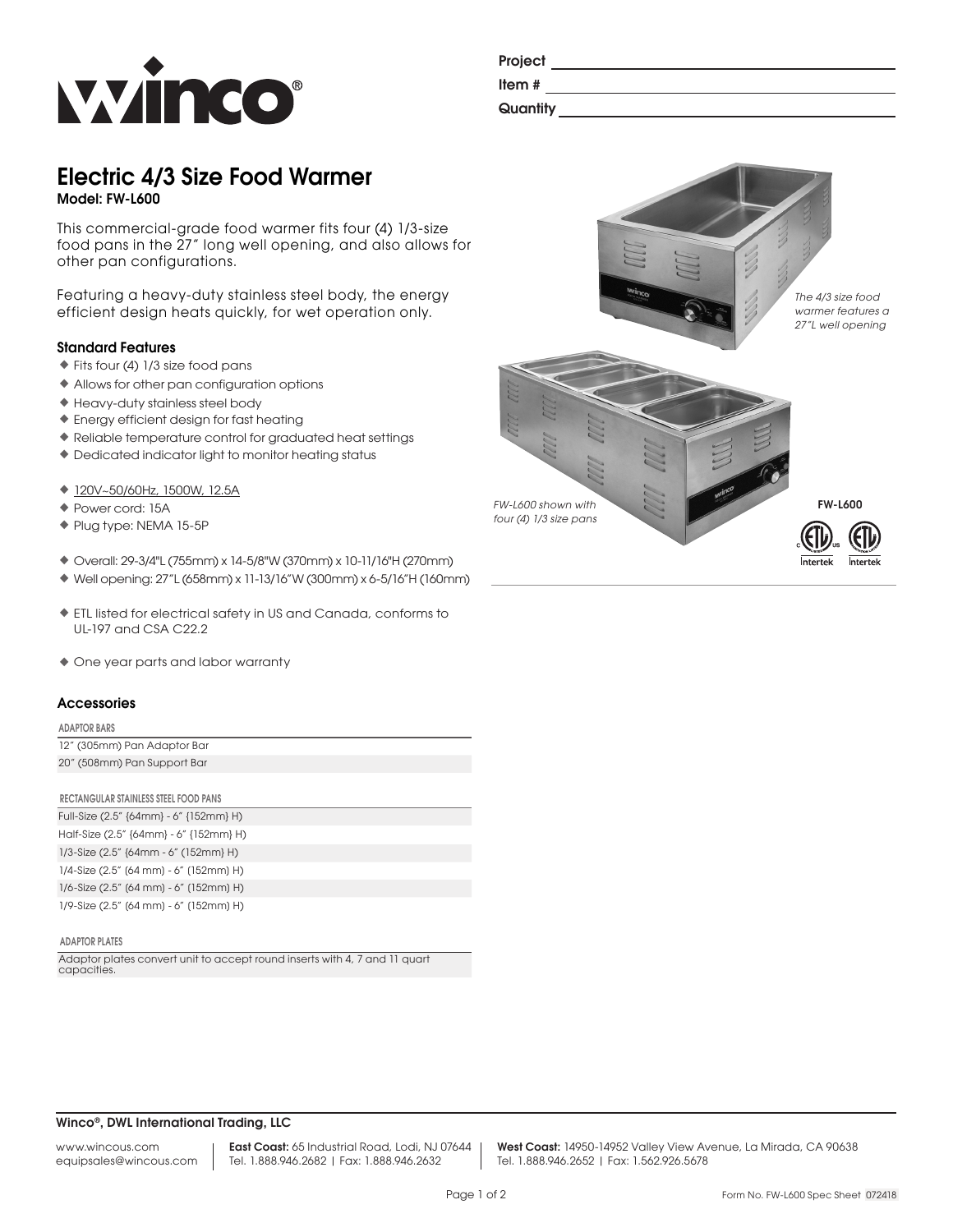Project
Item #
Quantity

# Electric 4/3 Size Food Warmer

**Model: FW-L600**

This commercial-grade food warmer fits four (4) 1/3-size food pans in the 27" long well opening, and also allows for other pan configurations.

Featuring a heavy-duty stainless steel body, the energy efficient design heats quickly, for wet operation only.

### Standard Features

- Fits four (4) 1/3 size food pans
- Allows for other pan configuration options
- Heavy-duty stainless steel body
- Energy efficient design for fast heating
- Reliable temperature control for graduated heat settings
- Dedicated indicator light to monitor heating status

- 120V~50/60Hz, 1500W, 12.5A
- Power cord: 15A
- Plug type: NEMA 15-5P

- Overall: 29-3/4"L (755mm) x 14-5/8"W (370mm) x 10-11/16"H (270mm)
- Well opening: 27"L (658mm) x 11-13/16"W (300mm) x 6-5/16"H (160mm)

- ETL listed for electrical safety in US and Canada, conforms to UL-197 and CSA C22.2

- One year parts and labor warranty

*The 4/3 size food warmer features a 27"L well opening*

*FW-L600 shown with four (4) 1/3 size pans*

**FW-L600**

### Accessories

| ADAPTOR BARS |
|---|
| 12" (305mm) Pan Adaptor Bar |
| 20" (508mm) Pan Support Bar |

| RECTANGULAR STAINLESS STEEL FOOD PANS |
|---|
| Full-Size (2.5" {64mm} - 6" {152mm} H) |
| Half-Size (2.5" {64mm} - 6" {152mm} H) |
| 1/3-Size (2.5" {64mm - 6" (152mm} H) |
| 1/4-Size (2.5" (64 mm) - 6" (152mm) H) |
| 1/6-Size (2.5" (64 mm) - 6" (152mm) H) |
| 1/9-Size (2.5" (64 mm) - 6" (152mm) H) |

| ADAPTOR PLATES |
|---|
| Adaptor plates convert unit to accept round inserts with 4, 7 and 11 quart capacities. |

**Winco®, DWL International Trading, LLC**

www.wincous.com
equipsales@wincous.com

**East Coast:** 65 Industrial Road, Lodi, NJ 07644
Tel. 1.888.946.2682 | Fax: 1.888.946.2632

**West Coast:** 14950-14952 Valley View Avenue, La Mirada, CA 90638
Tel. 1.888.946.2652 | Fax: 1.562.926.5678

Form No. FW-L600 Spec Sheet 072418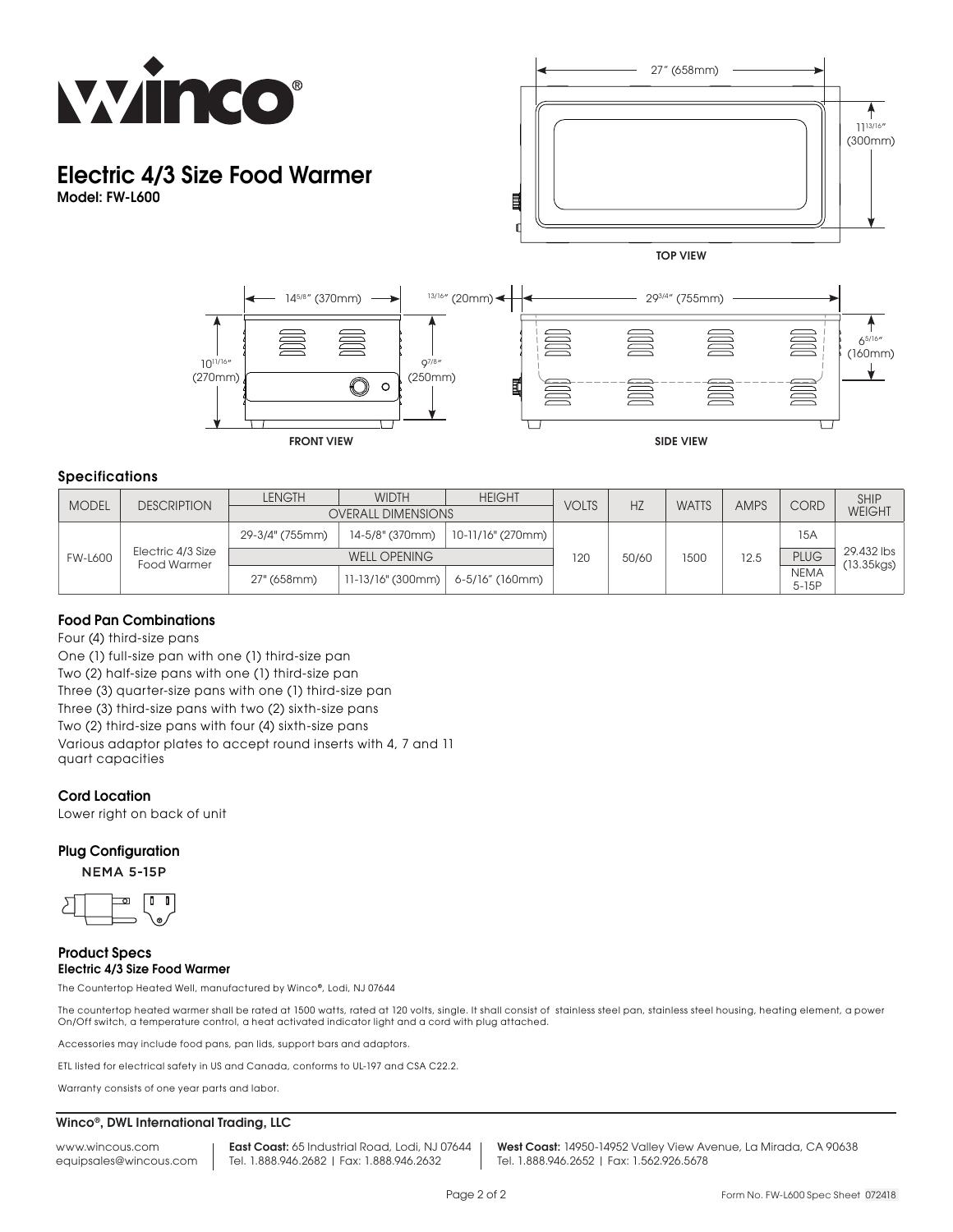# Electric 4/3 Size Food Warmer

**Model: FW-L600**

27" (658mm)

11 13/16" (300mm)

TOP VIEW

14 5/8" (370mm)

10 11/16" (270mm)

9 7/8" (250mm)

FRONT VIEW

13/16" (20mm)

29 3/4" (755mm)

6 5/16" (160mm)

SIDE VIEW

## Specifications

| MODEL | DESCRIPTION | LENGTH | WIDTH | HEIGHT | VOLTS | HZ | WATTS | AMPS | CORD | SHIP WEIGHT |
|---|---|---|---|---|---|---|---|---|---|---|
| | | OVERALL DIMENSIONS | | | | | | | | |
| FW-L600 | Electric 4/3 Size Food Warmer | 29-3/4" (755mm) | 14-5/8" (370mm) | 10-11/16" (270mm) | 120 | 50/60 | 1500 | 12.5 | 15A | 29.432 lbs (13.35kgs) |
| | | WELL OPENING | | | | | | | PLUG | |
| | | 27" (658mm) | 11-13/16" (300mm) | 6-5/16" (160mm) | | | | | NEMA 5-15P | |

### Food Pan Combinations

Four (4) third-size pans
One (1) full-size pan with one (1) third-size pan
Two (2) half-size pans with one (1) third-size pan
Three (3) quarter-size pans with one (1) third-size pan
Three (3) third-size pans with two (2) sixth-size pans
Two (2) third-size pans with four (4) sixth-size pans
Various adaptor plates to accept round inserts with 4, 7 and 11 quart capacities

### Cord Location

Lower right on back of unit

### Plug Configuration

NEMA 5-15P

### Product Specs

**Electric 4/3 Size Food Warmer**

The Countertop Heated Well, manufactured by Winco®, Lodi, NJ 07644

The countertop heated warmer shall be rated at 1500 watts, rated at 120 volts, single. It shall consist of stainless steel pan, stainless steel housing, heating element, a power On/Off switch, a temperature control, a heat activated indicator light and a cord with plug attached.

Accessories may include food pans, pan lids, support bars and adaptors.

ETL listed for electrical safety in US and Canada, conforms to UL-197 and CSA C22.2.

Warranty consists of one year parts and labor.

**Winco®, DWL International Trading, LLC**

www.wincous.com
equipsales@wincous.com

**East Coast:** 65 Industrial Road, Lodi, NJ 07644
Tel. 1.888.946.2682 | Fax: 1.888.946.2632

**West Coast:** 14950-14952 Valley View Avenue, La Mirada, CA 90638
Tel. 1.888.946.2652 | Fax: 1.562.926.5678

Form No. FW-L600 Spec Sheet 072418